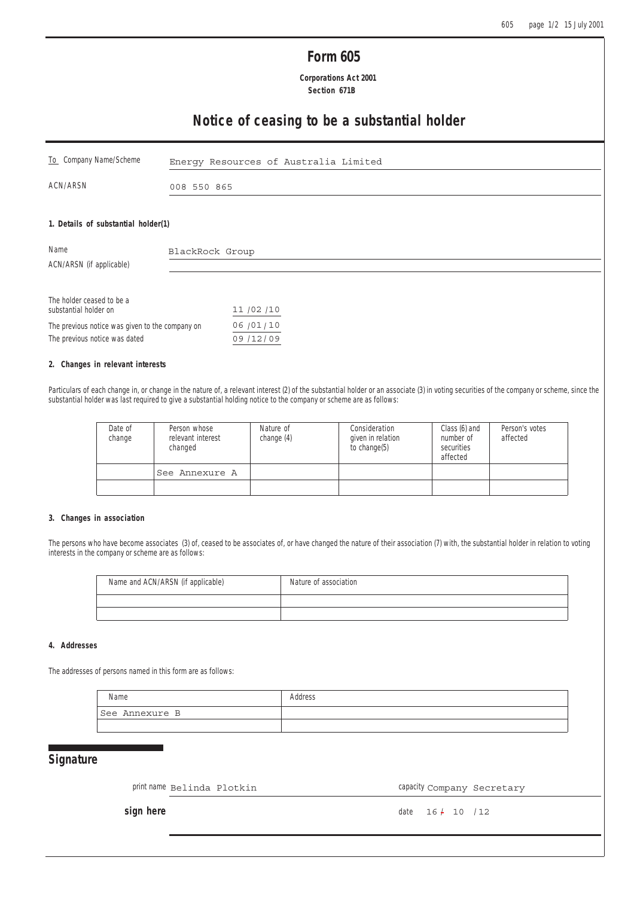# Form 605

**Corporations Act 2001**
**Section 671B**

## Notice of ceasing to be a substantial holder

| To Company Name/Scheme | Energy Resources of Australia Limited |
|---|---|
| ACN/ARSN | 008 550 865 |

### 1. Details of substantial holder(1)

| Name | BlackRock Group |
|---|---|
| ACN/ARSN (if applicable) | |

| | |
|---|---|
| The holder ceased to be a substantial holder on | 11 /02 /10 |
| The previous notice was given to the company on | 06 /01/10 |
| The previous notice was dated | 09 /12/09 |

### 2. Changes in relevant interests

Particulars of each change in, or change in the nature of, a relevant interest (2) of the substantial holder or an associate (3) in voting securities of the company or scheme, since the substantial holder was last required to give a substantial holding notice to the company or scheme are as follows:

| Date of change | Person whose relevant interest changed | Nature of change (4) | Consideration given in relation to change(5) | Class (6) and number of securities affected | Person's votes affected |
|---|---|---|---|---|---|
| | See Annexure A | | | | |
| | | | | | |

### 3. Changes in association

The persons who have become associates (3) of, ceased to be associates of, or have changed the nature of their association (7) with, the substantial holder in relation to voting interests in the company or scheme are as follows:

| Name and ACN/ARSN (if applicable) | Nature of association |
|---|---|
| | |
| | |

### 4. Addresses

The addresses of persons named in this form are as follows:

| Name | Address |
|---|---|
| See Annexure B | |
| | |

## Signature

print name Belinda Plotkin capacity Company Secretary

**sign here** date 16 / 10 /12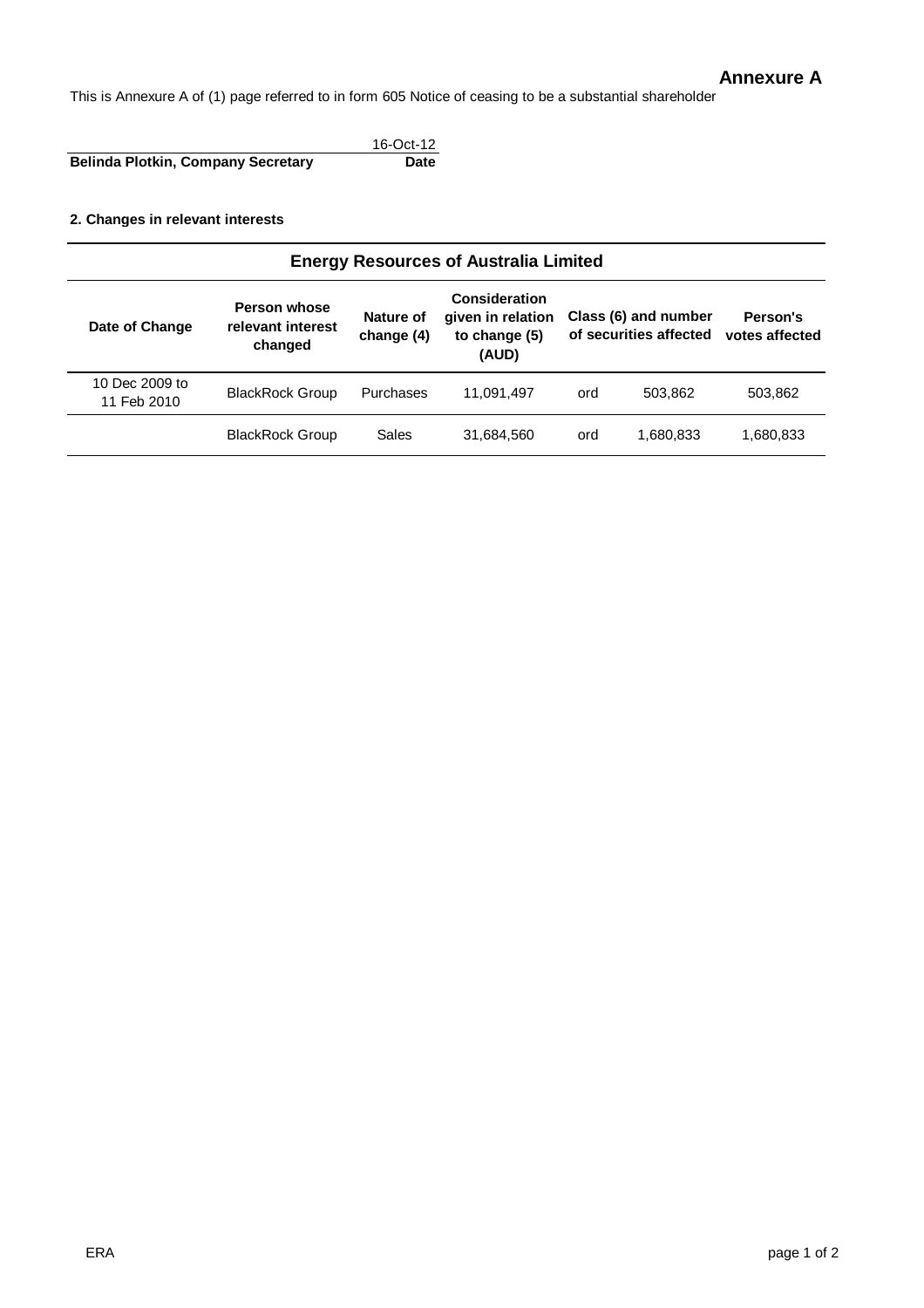## Annexure A

This is Annexure A of (1) page referred to in form 605 Notice of ceasing to be a substantial shareholder

| | 16-Oct-12 |
|---|---|
| **Belinda Plotkin, Company Secretary** | **Date** |

**2. Changes in relevant interests**

| Energy Resources of Australia Limited | | | | | | |
|---|---|---|---|---|---|---|
| **Date of Change** | **Person whose relevant interest changed** | **Nature of change (4)** | **Consideration given in relation to change (5) (AUD)** | **Class (6) and number of securities affected** | | **Person's votes affected** |
| 10 Dec 2009 to 11 Feb 2010 | BlackRock Group | Purchases | 11,091,497 | ord | 503,862 | 503,862 |
| | BlackRock Group | Sales | 31,684,560 | ord | 1,680,833 | 1,680,833 |

ERA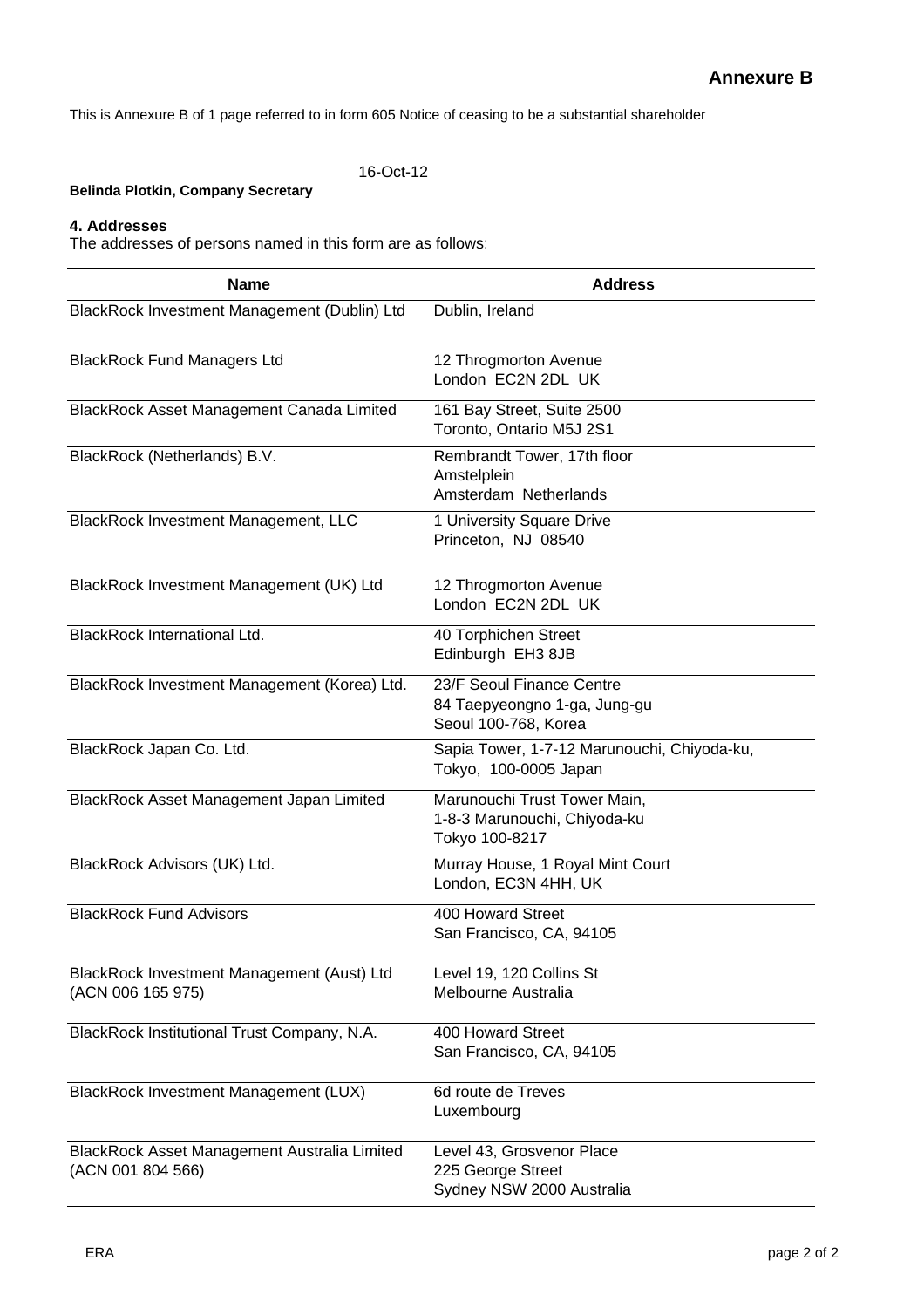# Annexure B

This is Annexure B of 1 page referred to in form 605 Notice of ceasing to be a substantial shareholder

16-Oct-12

**Belinda Plotkin, Company Secretary**

**4. Addresses**

The addresses of persons named in this form are as follows:

| Name | Address |
|---|---|
| BlackRock Investment Management (Dublin) Ltd | Dublin, Ireland |
| BlackRock Fund Managers Ltd | 12 Throgmorton Avenue<br>London EC2N 2DL UK |
| BlackRock Asset Management Canada Limited | 161 Bay Street, Suite 2500<br>Toronto, Ontario M5J 2S1 |
| BlackRock (Netherlands) B.V. | Rembrandt Tower, 17th floor<br>Amstelplein<br>Amsterdam Netherlands |
| BlackRock Investment Management, LLC | 1 University Square Drive<br>Princeton, NJ 08540 |
| BlackRock Investment Management (UK) Ltd | 12 Throgmorton Avenue<br>London EC2N 2DL UK |
| BlackRock International Ltd. | 40 Torphichen Street<br>Edinburgh EH3 8JB |
| BlackRock Investment Management (Korea) Ltd. | 23/F Seoul Finance Centre<br>84 Taepyeongno 1-ga, Jung-gu<br>Seoul 100-768, Korea |
| BlackRock Japan Co. Ltd. | Sapia Tower, 1-7-12 Marunouchi, Chiyoda-ku,<br>Tokyo, 100-0005 Japan |
| BlackRock Asset Management Japan Limited | Marunouchi Trust Tower Main,<br>1-8-3 Marunouchi, Chiyoda-ku<br>Tokyo 100-8217 |
| BlackRock Advisors (UK) Ltd. | Murray House, 1 Royal Mint Court<br>London, EC3N 4HH, UK |
| BlackRock Fund Advisors | 400 Howard Street<br>San Francisco, CA, 94105 |
| BlackRock Investment Management (Aust) Ltd<br>(ACN 006 165 975) | Level 19, 120 Collins St<br>Melbourne Australia |
| BlackRock Institutional Trust Company, N.A. | 400 Howard Street<br>San Francisco, CA, 94105 |
| BlackRock Investment Management (LUX) | 6d route de Treves<br>Luxembourg |
| BlackRock Asset Management Australia Limited<br>(ACN 001 804 566) | Level 43, Grosvenor Place<br>225 George Street<br>Sydney NSW 2000 Australia |

ERA